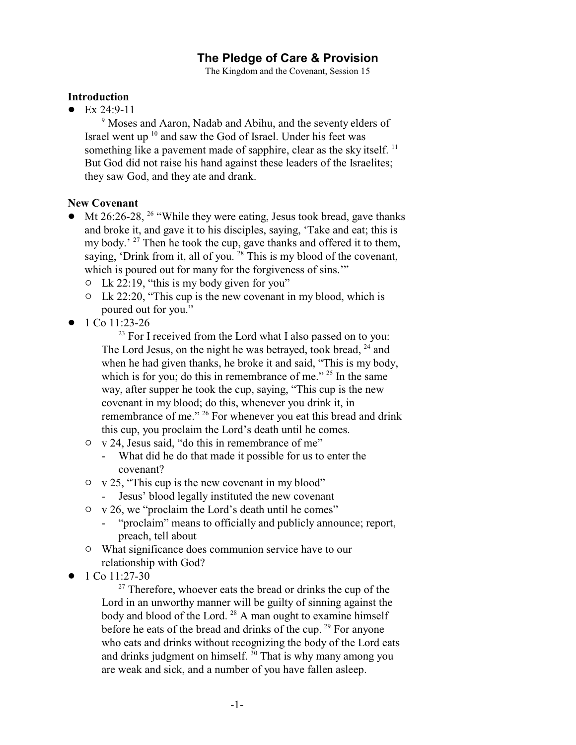# The Pledge of Care & Provision

The Kingdom and the Covenant, Session 15

## Introduction

- Ex 24:9-11

  [9] Moses and Aaron, Nadab and Abihu, and the seventy elders of Israel went up [10] and saw the God of Israel. Under his feet was something like a pavement made of sapphire, clear as the sky itself. [11] But God did not raise his hand against these leaders of the Israelites; they saw God, and they ate and drank.

## New Covenant

- Mt 26:26-28, [26] "While they were eating, Jesus took bread, gave thanks and broke it, and gave it to his disciples, saying, 'Take and eat; this is my body.' [27] Then he took the cup, gave thanks and offered it to them, saying, 'Drink from it, all of you. [28] This is my blood of the covenant, which is poured out for many for the forgiveness of sins.'"
  - Lk 22:19, "this is my body given for you"
  - Lk 22:20, "This cup is the new covenant in my blood, which is poured out for you."
- 1 Co 11:23-26

  [23] For I received from the Lord what I also passed on to you: The Lord Jesus, on the night he was betrayed, took bread, [24] and when he had given thanks, he broke it and said, "This is my body, which is for you; do this in remembrance of me." [25] In the same way, after supper he took the cup, saying, "This cup is the new covenant in my blood; do this, whenever you drink it, in remembrance of me." [26] For whenever you eat this bread and drink this cup, you proclaim the Lord's death until he comes.
  - v 24, Jesus said, "do this in remembrance of me"
    - What did he do that made it possible for us to enter the covenant?
  - v 25, "This cup is the new covenant in my blood"
    - Jesus' blood legally instituted the new covenant
  - v 26, we "proclaim the Lord's death until he comes"
    - "proclaim" means to officially and publicly announce; report, preach, tell about
  - What significance does communion service have to our relationship with God?
- 1 Co 11:27-30

  [27] Therefore, whoever eats the bread or drinks the cup of the Lord in an unworthy manner will be guilty of sinning against the body and blood of the Lord. [28] A man ought to examine himself before he eats of the bread and drinks of the cup. [29] For anyone who eats and drinks without recognizing the body of the Lord eats and drinks judgment on himself. [30] That is why many among you are weak and sick, and a number of you have fallen asleep.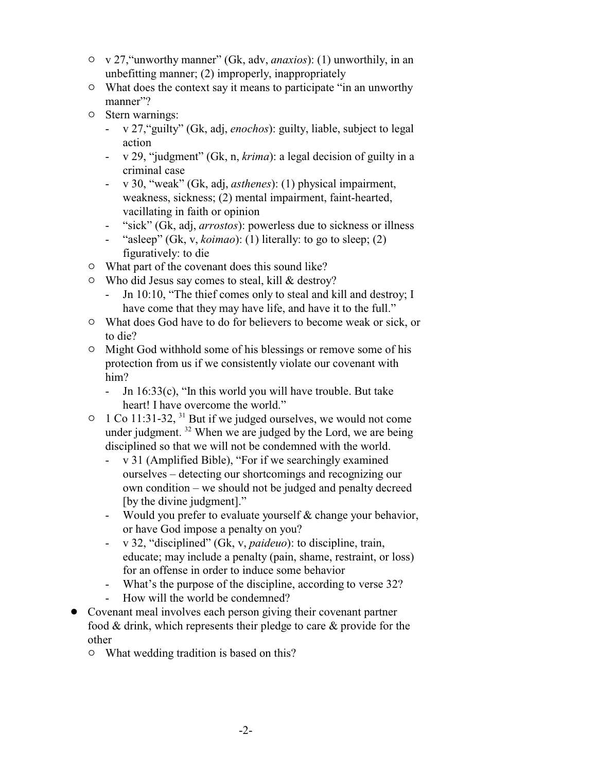- v 27,"unworthy manner" (Gk, adv, *anaxios*): (1) unworthily, in an unbefitting manner; (2) improperly, inappropriately
- What does the context say it means to participate "in an unworthy manner"?
- Stern warnings:
  - v 27,"guilty" (Gk, adj, *enochos*): guilty, liable, subject to legal action
  - v 29, "judgment" (Gk, n, *krima*): a legal decision of guilty in a criminal case
  - v 30, "weak" (Gk, adj, *asthenes*): (1) physical impairment, weakness, sickness; (2) mental impairment, faint-hearted, vacillating in faith or opinion
  - "sick" (Gk, adj, *arrostos*): powerless due to sickness or illness
  - "asleep" (Gk, v, *koimao*): (1) literally: to go to sleep; (2) figuratively: to die
- What part of the covenant does this sound like?
- Who did Jesus say comes to steal, kill & destroy?
  - Jn 10:10, "The thief comes only to steal and kill and destroy; I have come that they may have life, and have it to the full."
- What does God have to do for believers to become weak or sick, or to die?
- Might God withhold some of his blessings or remove some of his protection from us if we consistently violate our covenant with him?
  - Jn 16:33(c), "In this world you will have trouble. But take heart! I have overcome the world."
- 1 Co 11:31-32, [31] But if we judged ourselves, we would not come under judgment. [32] When we are judged by the Lord, we are being disciplined so that we will not be condemned with the world.
  - v 31 (Amplified Bible), "For if we searchingly examined ourselves – detecting our shortcomings and recognizing our own condition – we should not be judged and penalty decreed [by the divine judgment]."
  - Would you prefer to evaluate yourself & change your behavior, or have God impose a penalty on you?
  - v 32, "disciplined" (Gk, v, *paideuo*): to discipline, train, educate; may include a penalty (pain, shame, restraint, or loss) for an offense in order to induce some behavior
  - What's the purpose of the discipline, according to verse 32?
  - How will the world be condemned?

- Covenant meal involves each person giving their covenant partner food & drink, which represents their pledge to care & provide for the other
  - What wedding tradition is based on this?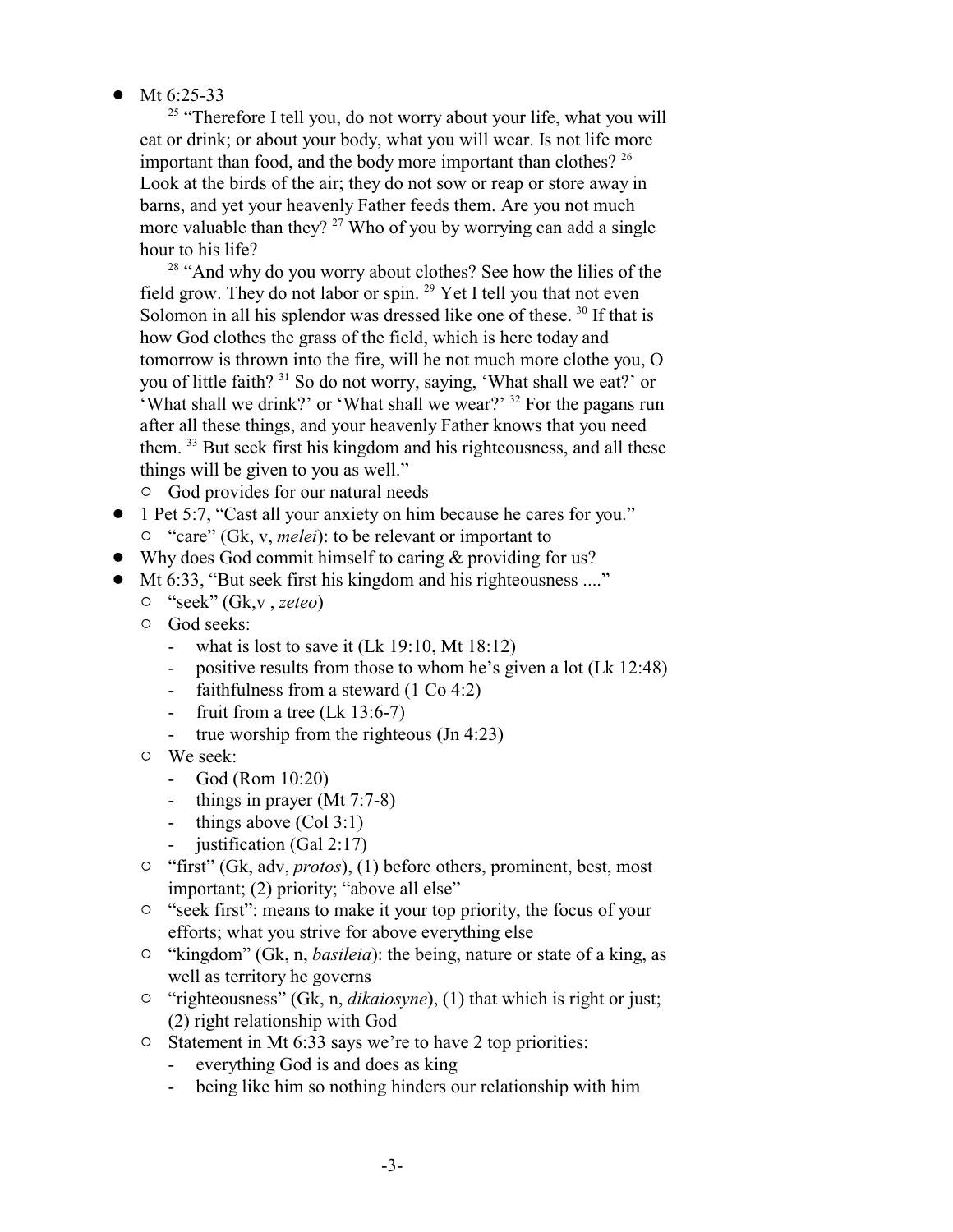- Mt 6:25-33

  [25] "Therefore I tell you, do not worry about your life, what you will eat or drink; or about your body, what you will wear. Is not life more important than food, and the body more important than clothes? [26] Look at the birds of the air; they do not sow or reap or store away in barns, and yet your heavenly Father feeds them. Are you not much more valuable than they? [27] Who of you by worrying can add a single hour to his life?

  [28] "And why do you worry about clothes? See how the lilies of the field grow. They do not labor or spin. [29] Yet I tell you that not even Solomon in all his splendor was dressed like one of these. [30] If that is how God clothes the grass of the field, which is here today and tomorrow is thrown into the fire, will he not much more clothe you, O you of little faith? [31] So do not worry, saying, 'What shall we eat?' or 'What shall we drink?' or 'What shall we wear?' [32] For the pagans run after all these things, and your heavenly Father knows that you need them. [33] But seek first his kingdom and his righteousness, and all these things will be given to you as well."

  - God provides for our natural needs
- 1 Pet 5:7, "Cast all your anxiety on him because he cares for you."
  - "care" (Gk, v, *melei*): to be relevant or important to
- Why does God commit himself to caring & providing for us?
- Mt 6:33, "But seek first his kingdom and his righteousness ...."
  - "seek" (Gk,v , *zeteo*)
  - God seeks:
    - what is lost to save it (Lk 19:10, Mt 18:12)
    - positive results from those to whom he's given a lot (Lk 12:48)
    - faithfulness from a steward (1 Co 4:2)
    - fruit from a tree (Lk 13:6-7)
    - true worship from the righteous (Jn 4:23)
  - We seek:
    - God (Rom 10:20)
    - things in prayer (Mt 7:7-8)
    - things above (Col 3:1)
    - justification (Gal 2:17)
  - "first" (Gk, adv, *protos*), (1) before others, prominent, best, most important; (2) priority; "above all else"
  - "seek first": means to make it your top priority, the focus of your efforts; what you strive for above everything else
  - "kingdom" (Gk, n, *basileia*): the being, nature or state of a king, as well as territory he governs
  - "righteousness" (Gk, n, *dikaiosyne*), (1) that which is right or just; (2) right relationship with God
  - Statement in Mt 6:33 says we're to have 2 top priorities:
    - everything God is and does as king
    - being like him so nothing hinders our relationship with him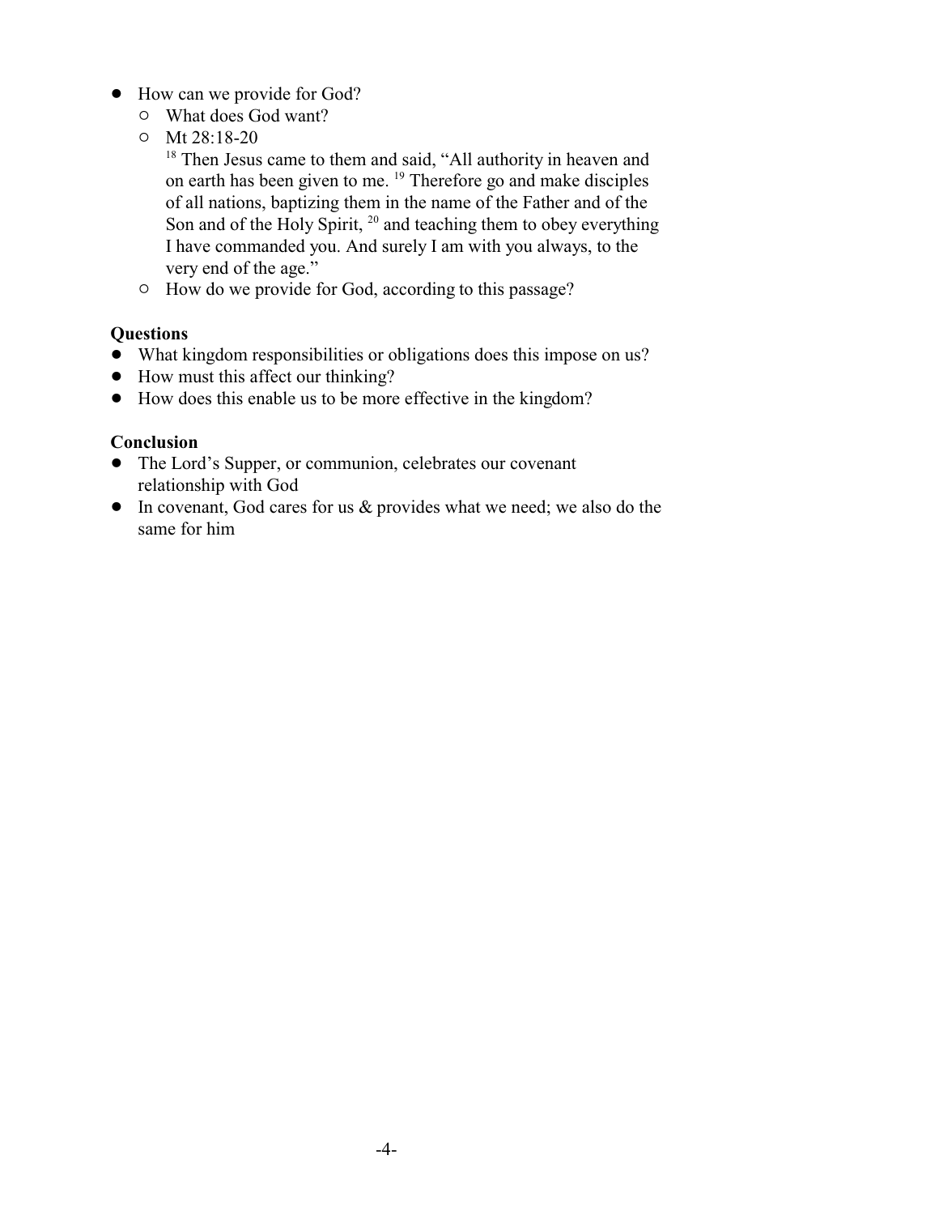- How can we provide for God?
  - What does God want?
  - Mt 28:18-20

    [18] Then Jesus came to them and said, "All authority in heaven and on earth has been given to me. [19] Therefore go and make disciples of all nations, baptizing them in the name of the Father and of the Son and of the Holy Spirit, [20] and teaching them to obey everything I have commanded you. And surely I am with you always, to the very end of the age."
  - How do we provide for God, according to this passage?

**Questions**

- What kingdom responsibilities or obligations does this impose on us?
- How must this affect our thinking?
- How does this enable us to be more effective in the kingdom?

**Conclusion**

- The Lord's Supper, or communion, celebrates our covenant relationship with God
- In covenant, God cares for us & provides what we need; we also do the same for him